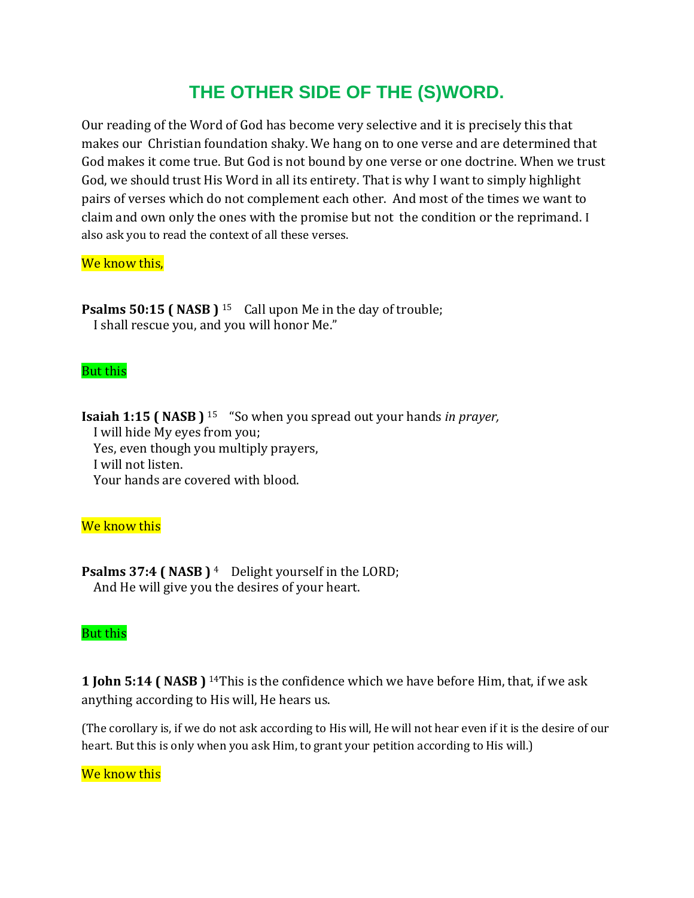# THE OTHER SIDE OF THE (S)WORD.

Our reading of the Word of God has become very selective and it is precisely this that makes our Christian foundation shaky. We hang on to one verse and are determined that God makes it come true. But God is not bound by one verse or one doctrine. When we trust God, we should trust His Word in all its entirety. That is why I want to simply highlight pairs of verses which do not complement each other. And most of the times we want to claim and own only the ones with the promise but not the condition or the reprimand. I also ask you to read the context of all these verses.

We know this,

**Psalms 50:15 ( NASB )** 15 Call upon Me in the day of trouble;
I shall rescue you, and you will honor Me."

But this

**Isaiah 1:15 ( NASB )** 15 "So when you spread out your hands *in prayer,*
I will hide My eyes from you;
Yes, even though you multiply prayers,
I will not listen.
Your hands are covered with blood.

We know this

**Psalms 37:4 ( NASB )** 4 Delight yourself in the LORD;
And He will give you the desires of your heart.

But this

**1 John 5:14 ( NASB )** 14This is the confidence which we have before Him, that, if we ask anything according to His will, He hears us.

(The corollary is, if we do not ask according to His will, He will not hear even if it is the desire of our heart. But this is only when you ask Him, to grant your petition according to His will.)

We know this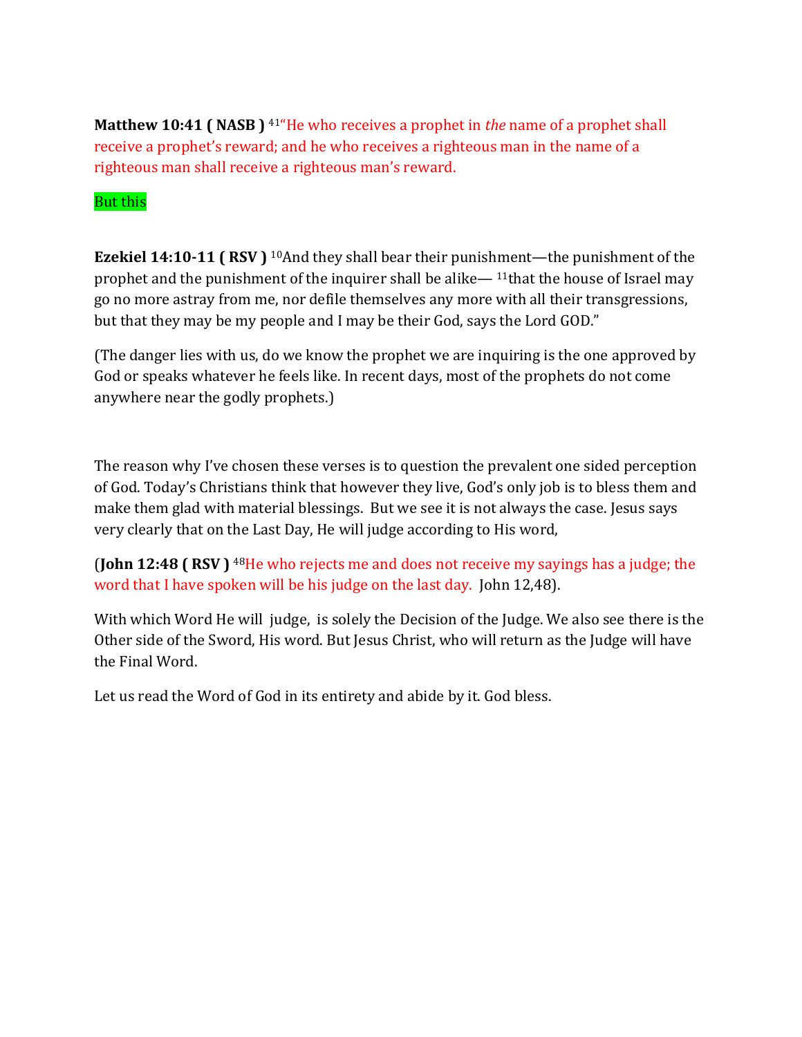**Matthew 10:41 ( NASB )** [41]"He who receives a prophet in *the* name of a prophet shall receive a prophet's reward; and he who receives a righteous man in the name of a righteous man shall receive a righteous man's reward.

But this

**Ezekiel 14:10-11 ( RSV )** [10]And they shall bear their punishment—the punishment of the prophet and the punishment of the inquirer shall be alike— [11]that the house of Israel may go no more astray from me, nor defile themselves any more with all their transgressions, but that they may be my people and I may be their God, says the Lord GOD."

(The danger lies with us, do we know the prophet we are inquiring is the one approved by God or speaks whatever he feels like. In recent days, most of the prophets do not come anywhere near the godly prophets.)

The reason why I've chosen these verses is to question the prevalent one sided perception of God. Today's Christians think that however they live, God's only job is to bless them and make them glad with material blessings. But we see it is not always the case. Jesus says very clearly that on the Last Day, He will judge according to His word,

(**John 12:48 ( RSV )** [48]He who rejects me and does not receive my sayings has a judge; the word that I have spoken will be his judge on the last day. John 12,48).

With which Word He will judge, is solely the Decision of the Judge. We also see there is the Other side of the Sword, His word. But Jesus Christ, who will return as the Judge will have the Final Word.

Let us read the Word of God in its entirety and abide by it. God bless.